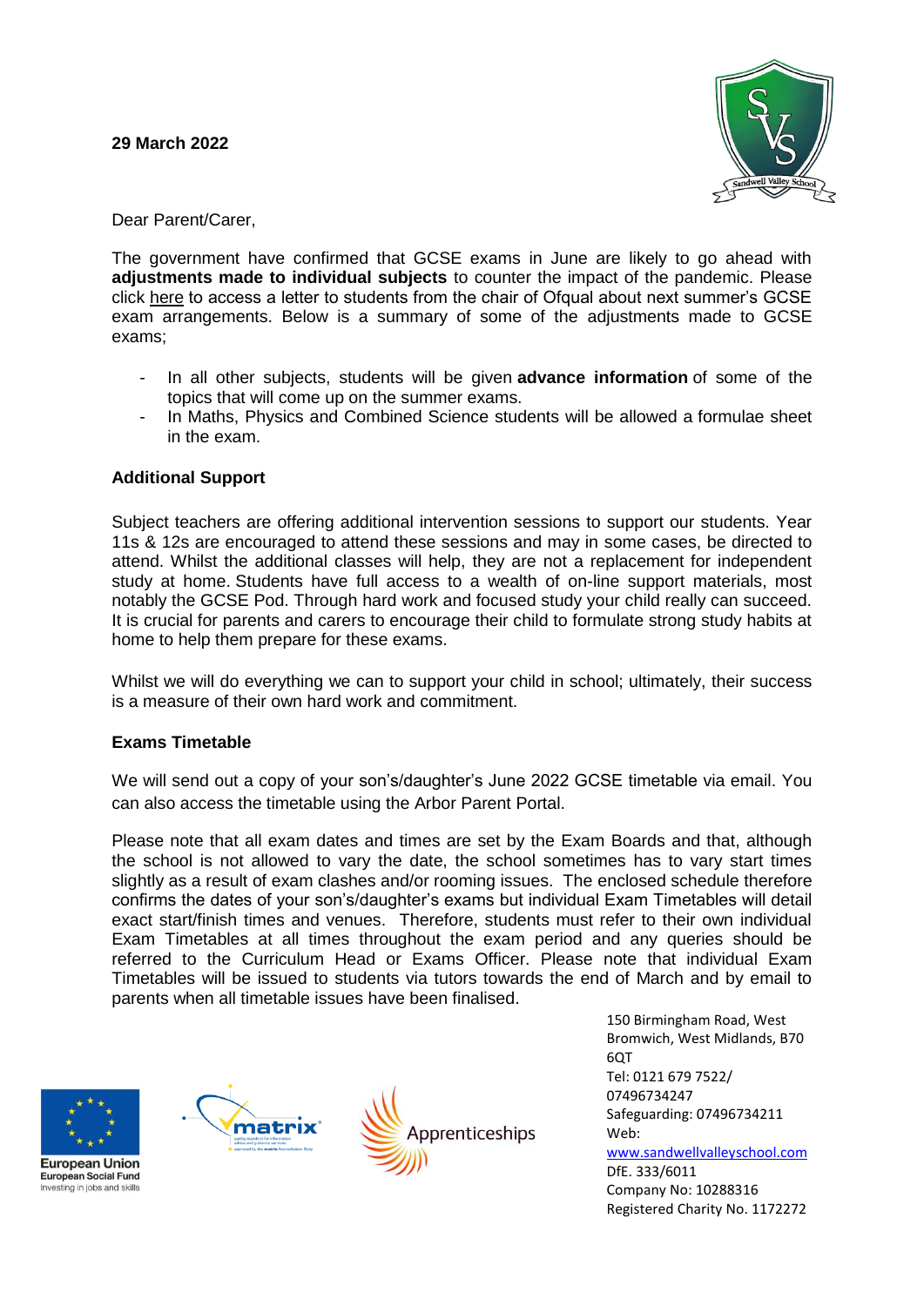**29 March 2022**

Dear Parent/Carer,

The government have confirmed that GCSE exams in June are likely to go ahead with **adjustments made to individual subjects** to counter the impact of the pandemic. Please click here to access a letter to students from the chair of Ofqual about next summer's GCSE exam arrangements. Below is a summary of some of the adjustments made to GCSE exams;

- In all other subjects, students will be given **advance information** of some of the topics that will come up on the summer exams.
- In Maths, Physics and Combined Science students will be allowed a formulae sheet in the exam.

**Additional Support**

Subject teachers are offering additional intervention sessions to support our students. Year 11s & 12s are encouraged to attend these sessions and may in some cases, be directed to attend. Whilst the additional classes will help, they are not a replacement for independent study at home. Students have full access to a wealth of on-line support materials, most notably the GCSE Pod. Through hard work and focused study your child really can succeed. It is crucial for parents and carers to encourage their child to formulate strong study habits at home to help them prepare for these exams.

Whilst we will do everything we can to support your child in school; ultimately, their success is a measure of their own hard work and commitment.

**Exams Timetable**

We will send out a copy of your son's/daughter's June 2022 GCSE timetable via email. You can also access the timetable using the Arbor Parent Portal.

Please note that all exam dates and times are set by the Exam Boards and that, although the school is not allowed to vary the date, the school sometimes has to vary start times slightly as a result of exam clashes and/or rooming issues. The enclosed schedule therefore confirms the dates of your son's/daughter's exams but individual Exam Timetables will detail exact start/finish times and venues. Therefore, students must refer to their own individual Exam Timetables at all times throughout the exam period and any queries should be referred to the Curriculum Head or Exams Officer. Please note that individual Exam Timetables will be issued to students via tutors towards the end of March and by email to parents when all timetable issues have been finalised.

150 Birmingham Road, West Bromwich, West Midlands, B70 6QT
Tel: 0121 679 7522/ 07496734247
Safeguarding: 07496734211
Web: www.sandwellvalleyschool.com
DfE. 333/6011
Company No: 10288316
Registered Charity No. 1172272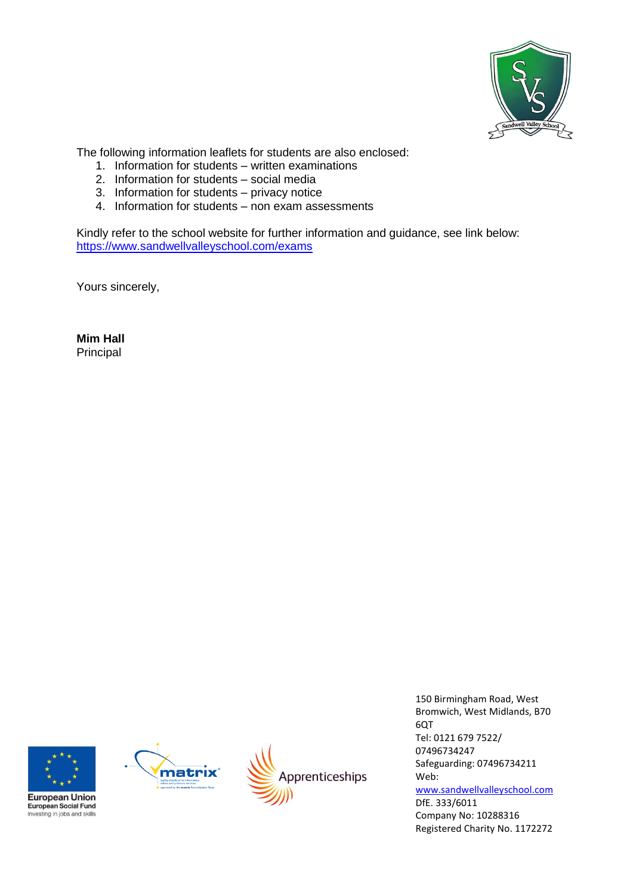The following information leaflets for students are also enclosed:

1. Information for students – written examinations
2. Information for students – social media
3. Information for students – privacy notice
4. Information for students – non exam assessments

Kindly refer to the school website for further information and guidance, see link below:
https://www.sandwellvalleyschool.com/exams

Yours sincerely,

**Mim Hall**
Principal

150 Birmingham Road, West Bromwich, West Midlands, B70 6QT
Tel: 0121 679 7522/ 07496734247
Safeguarding: 07496734211
Web: www.sandwellvalleyschool.com
DfE. 333/6011
Company No: 10288316
Registered Charity No. 1172272